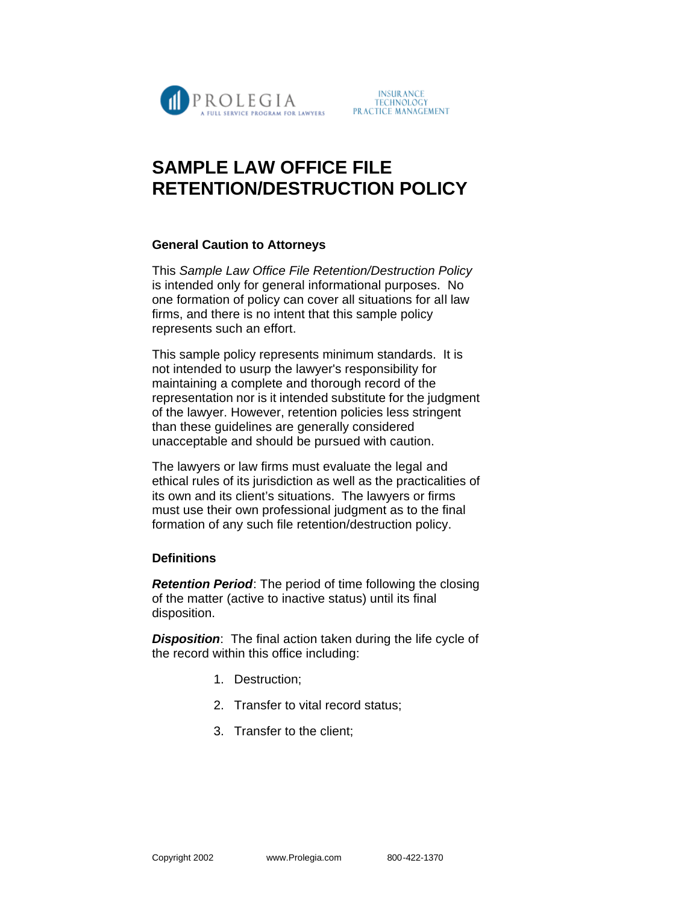PROLEGIA
A FULL SERVICE PROGRAM FOR LAWYERS

INSURANCE
TECHNOLOGY
PRACTICE MANAGEMENT

# SAMPLE LAW OFFICE FILE RETENTION/DESTRUCTION POLICY

### General Caution to Attorneys

This *Sample Law Office File Retention/Destruction Policy* is intended only for general informational purposes. No one formation of policy can cover all situations for all law firms, and there is no intent that this sample policy represents such an effort.

This sample policy represents minimum standards. It is not intended to usurp the lawyer's responsibility for maintaining a complete and thorough record of the representation nor is it intended substitute for the judgment of the lawyer. However, retention policies less stringent than these guidelines are generally considered unacceptable and should be pursued with caution.

The lawyers or law firms must evaluate the legal and ethical rules of its jurisdiction as well as the practicalities of its own and its client's situations. The lawyers or firms must use their own professional judgment as to the final formation of any such file retention/destruction policy.

### Definitions

***Retention Period***: The period of time following the closing of the matter (active to inactive status) until its final disposition.

***Disposition***: The final action taken during the life cycle of the record within this office including:

1. Destruction;
2. Transfer to vital record status;
3. Transfer to the client;

Copyright 2002 www.Prolegia.com 800-422-1370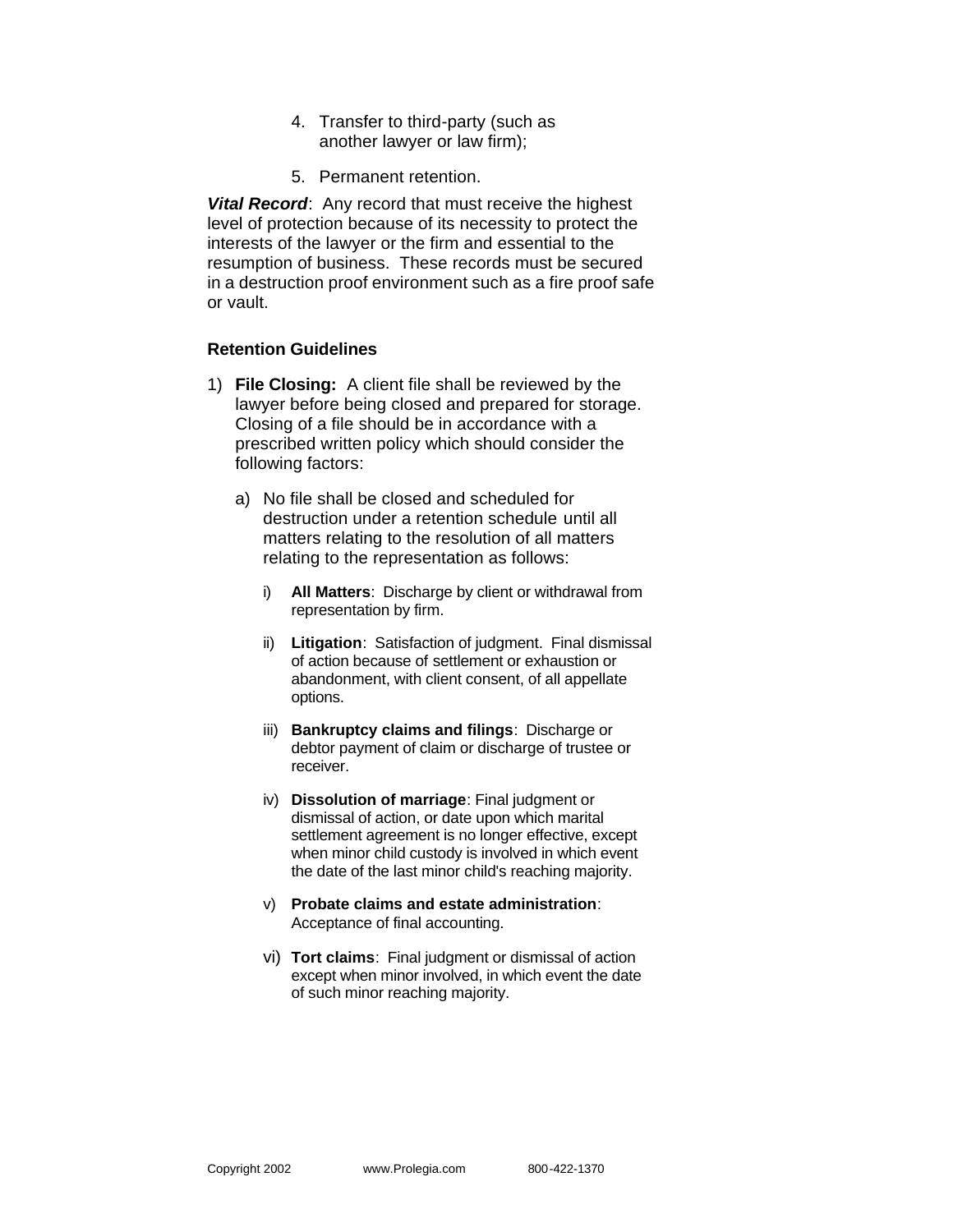4. Transfer to third-party (such as another lawyer or law firm);
5. Permanent retention.

***Vital Record***: Any record that must receive the highest level of protection because of its necessity to protect the interests of the lawyer or the firm and essential to the resumption of business. These records must be secured in a destruction proof environment such as a fire proof safe or vault.

**Retention Guidelines**

1) **File Closing:** A client file shall be reviewed by the lawyer before being closed and prepared for storage. Closing of a file should be in accordance with a prescribed written policy which should consider the following factors:

   a) No file shall be closed and scheduled for destruction under a retention schedule until all matters relating to the resolution of all matters relating to the representation as follows:

      i) **All Matters**: Discharge by client or withdrawal from representation by firm.

      ii) **Litigation**: Satisfaction of judgment. Final dismissal of action because of settlement or exhaustion or abandonment, with client consent, of all appellate options.

      iii) **Bankruptcy claims and filings**: Discharge or debtor payment of claim or discharge of trustee or receiver.

      iv) **Dissolution of marriage**: Final judgment or dismissal of action, or date upon which marital settlement agreement is no longer effective, except when minor child custody is involved in which event the date of the last minor child's reaching majority.

      v) **Probate claims and estate administration**: Acceptance of final accounting.

      vi) **Tort claims**: Final judgment or dismissal of action except when minor involved, in which event the date of such minor reaching majority.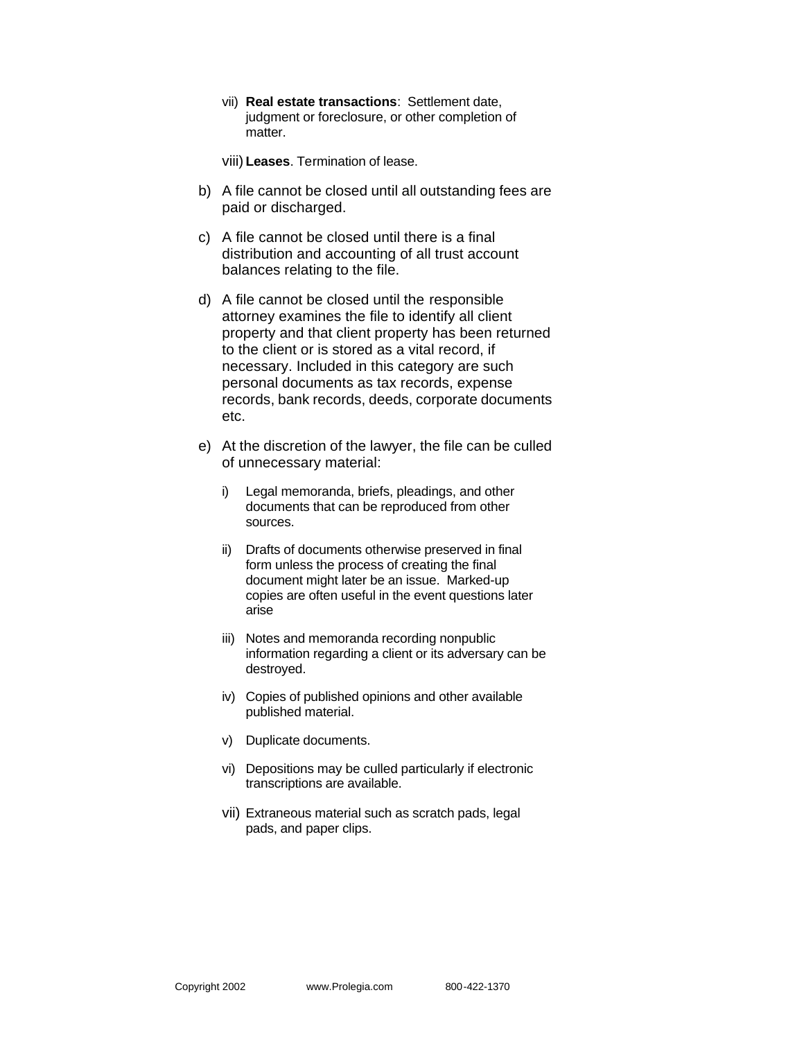vii) **Real estate transactions**: Settlement date, judgment or foreclosure, or other completion of matter.

   viii) **Leases**. Termination of lease.

b) A file cannot be closed until all outstanding fees are paid or discharged.

c) A file cannot be closed until there is a final distribution and accounting of all trust account balances relating to the file.

d) A file cannot be closed until the responsible attorney examines the file to identify all client property and that client property has been returned to the client or is stored as a vital record, if necessary. Included in this category are such personal documents as tax records, expense records, bank records, deeds, corporate documents etc.

e) At the discretion of the lawyer, the file can be culled of unnecessary material:

   i) Legal memoranda, briefs, pleadings, and other documents that can be reproduced from other sources.

   ii) Drafts of documents otherwise preserved in final form unless the process of creating the final document might later be an issue. Marked-up copies are often useful in the event questions later arise

   iii) Notes and memoranda recording nonpublic information regarding a client or its adversary can be destroyed.

   iv) Copies of published opinions and other available published material.

   v) Duplicate documents.

   vi) Depositions may be culled particularly if electronic transcriptions are available.

   vii) Extraneous material such as scratch pads, legal pads, and paper clips.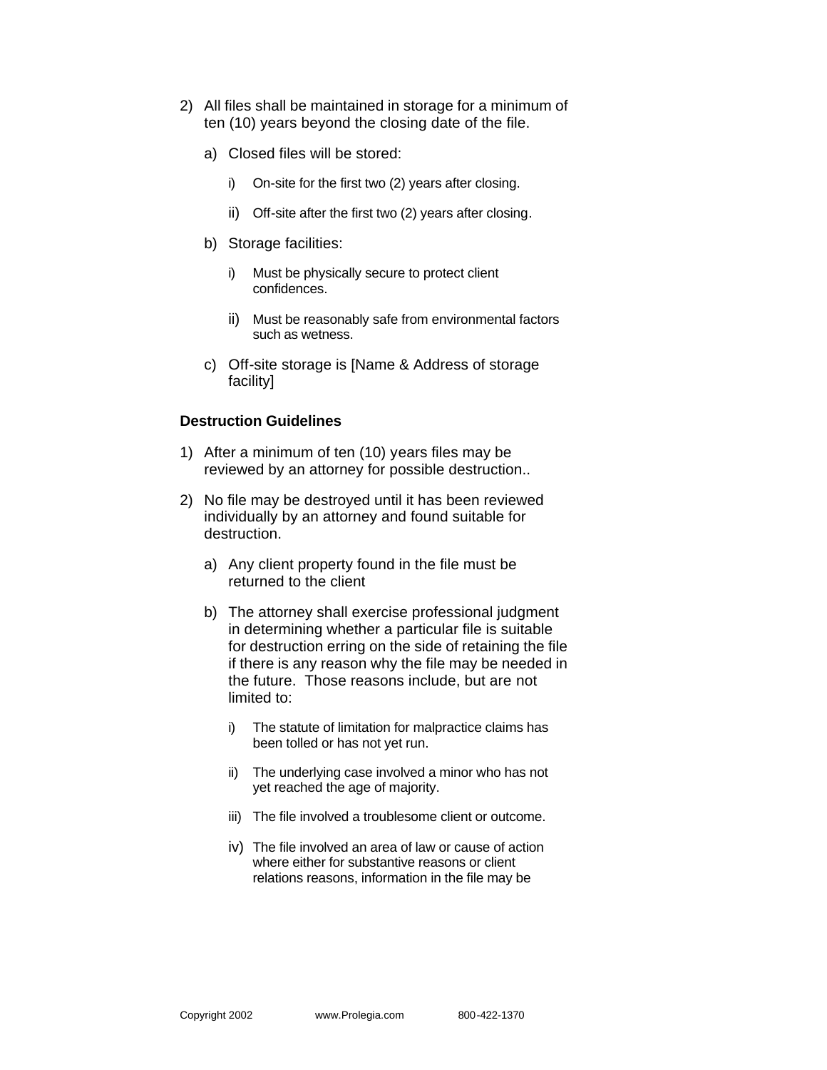2) All files shall be maintained in storage for a minimum of ten (10) years beyond the closing date of the file.

   a) Closed files will be stored:

      i) On-site for the first two (2) years after closing.

      ii) Off-site after the first two (2) years after closing.

   b) Storage facilities:

      i) Must be physically secure to protect client confidences.

      ii) Must be reasonably safe from environmental factors such as wetness.

   c) Off-site storage is [Name & Address of storage facility]

**Destruction Guidelines**

1) After a minimum of ten (10) years files may be reviewed by an attorney for possible destruction..

2) No file may be destroyed until it has been reviewed individually by an attorney and found suitable for destruction.

   a) Any client property found in the file must be returned to the client

   b) The attorney shall exercise professional judgment in determining whether a particular file is suitable for destruction erring on the side of retaining the file if there is any reason why the file may be needed in the future. Those reasons include, but are not limited to:

      i) The statute of limitation for malpractice claims has been tolled or has not yet run.

      ii) The underlying case involved a minor who has not yet reached the age of majority.

      iii) The file involved a troublesome client or outcome.

      iv) The file involved an area of law or cause of action where either for substantive reasons or client relations reasons, information in the file may be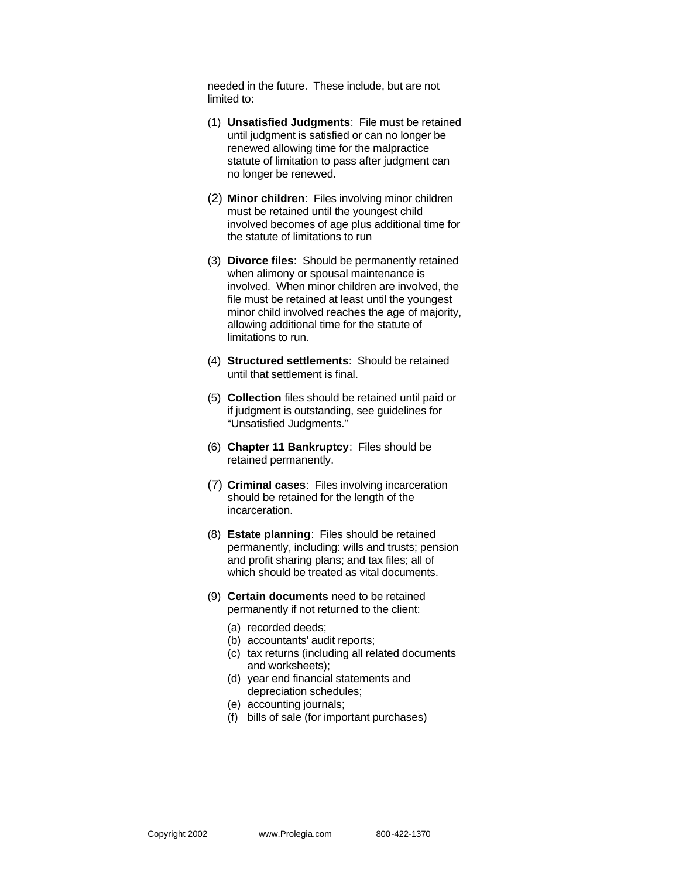needed in the future. These include, but are not limited to:

(1) **Unsatisfied Judgments**: File must be retained until judgment is satisfied or can no longer be renewed allowing time for the malpractice statute of limitation to pass after judgment can no longer be renewed.

(2) **Minor children**: Files involving minor children must be retained until the youngest child involved becomes of age plus additional time for the statute of limitations to run

(3) **Divorce files**: Should be permanently retained when alimony or spousal maintenance is involved. When minor children are involved, the file must be retained at least until the youngest minor child involved reaches the age of majority, allowing additional time for the statute of limitations to run.

(4) **Structured settlements**: Should be retained until that settlement is final.

(5) **Collection** files should be retained until paid or if judgment is outstanding, see guidelines for "Unsatisfied Judgments."

(6) **Chapter 11 Bankruptcy**: Files should be retained permanently.

(7) **Criminal cases**: Files involving incarceration should be retained for the length of the incarceration.

(8) **Estate planning**: Files should be retained permanently, including: wills and trusts; pension and profit sharing plans; and tax files; all of which should be treated as vital documents.

(9) **Certain documents** need to be retained permanently if not returned to the client:

   (a) recorded deeds;
   (b) accountants' audit reports;
   (c) tax returns (including all related documents and worksheets);
   (d) year end financial statements and depreciation schedules;
   (e) accounting journals;
   (f) bills of sale (for important purchases)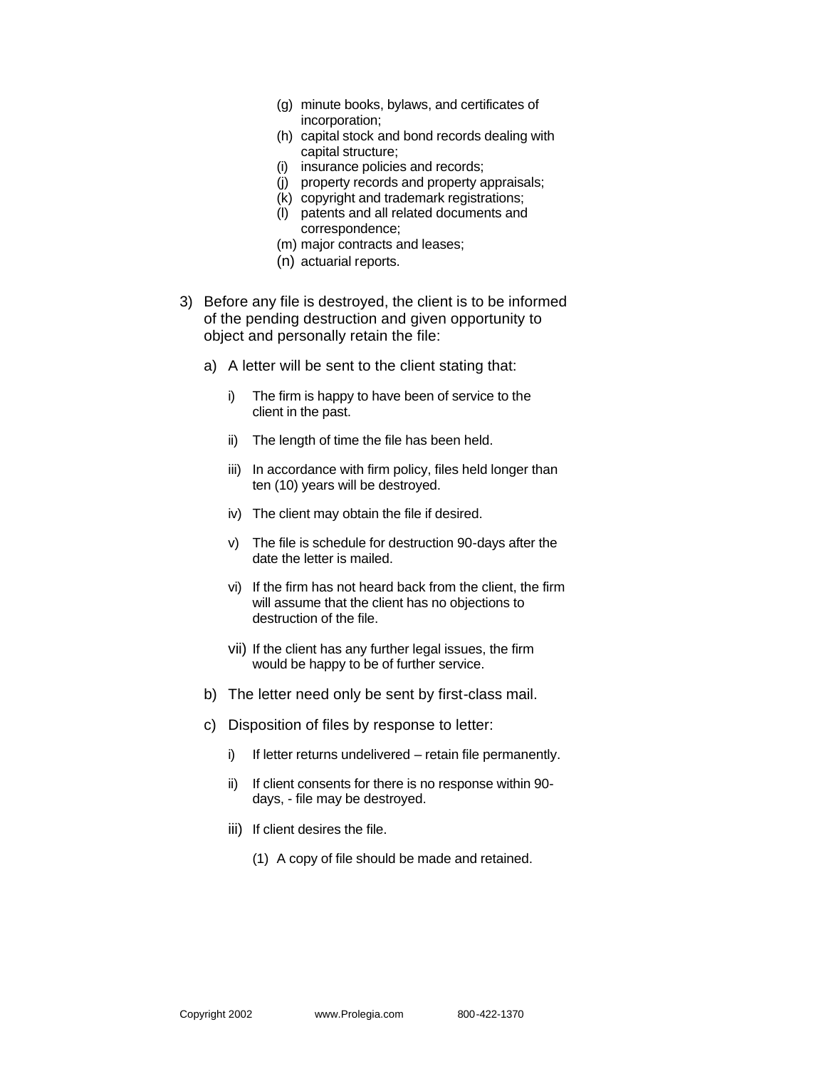(g) minute books, bylaws, and certificates of incorporation;
(h) capital stock and bond records dealing with capital structure;
(i) insurance policies and records;
(j) property records and property appraisals;
(k) copyright and trademark registrations;
(l) patents and all related documents and correspondence;
(m) major contracts and leases;
(n) actuarial reports.

3) Before any file is destroyed, the client is to be informed of the pending destruction and given opportunity to object and personally retain the file:

   a) A letter will be sent to the client stating that:

      i) The firm is happy to have been of service to the client in the past.

      ii) The length of time the file has been held.

      iii) In accordance with firm policy, files held longer than ten (10) years will be destroyed.

      iv) The client may obtain the file if desired.

      v) The file is schedule for destruction 90-days after the date the letter is mailed.

      vi) If the firm has not heard back from the client, the firm will assume that the client has no objections to destruction of the file.

      vii) If the client has any further legal issues, the firm would be happy to be of further service.

   b) The letter need only be sent by first-class mail.

   c) Disposition of files by response to letter:

      i) If letter returns undelivered – retain file permanently.

      ii) If client consents for there is no response within 90-days, - file may be destroyed.

      iii) If client desires the file.

         (1) A copy of file should be made and retained.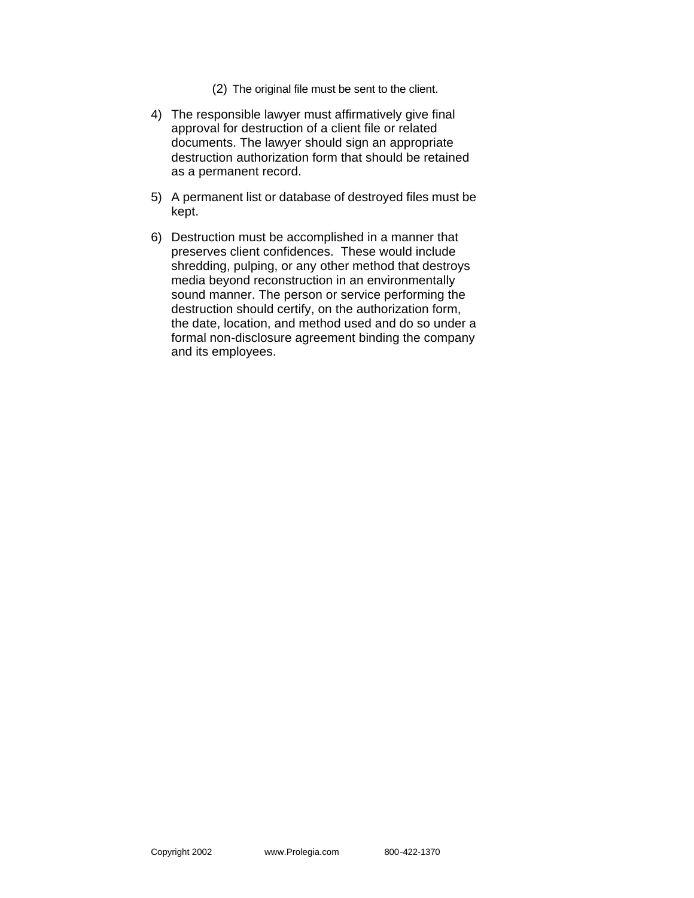(2) The original file must be sent to the client.

4) The responsible lawyer must affirmatively give final approval for destruction of a client file or related documents. The lawyer should sign an appropriate destruction authorization form that should be retained as a permanent record.

5) A permanent list or database of destroyed files must be kept.

6) Destruction must be accomplished in a manner that preserves client confidences. These would include shredding, pulping, or any other method that destroys media beyond reconstruction in an environmentally sound manner. The person or service performing the destruction should certify, on the authorization form, the date, location, and method used and do so under a formal non-disclosure agreement binding the company and its employees.